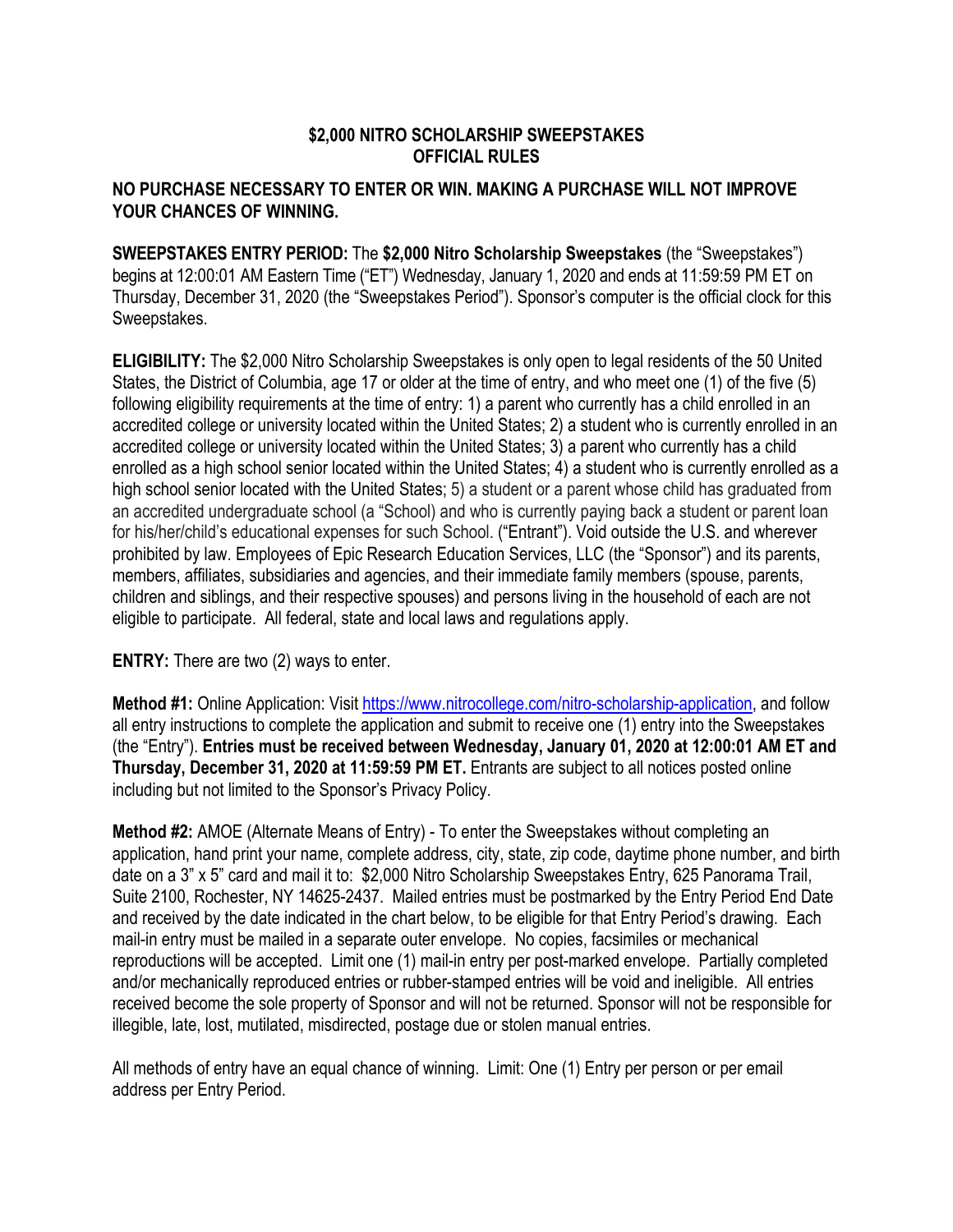# $2,000 NITRO SCHOLARSHIP SWEEPSTAKES
# OFFICIAL RULES

## NO PURCHASE NECESSARY TO ENTER OR WIN. MAKING A PURCHASE WILL NOT IMPROVE YOUR CHANCES OF WINNING.

**SWEEPSTAKES ENTRY PERIOD:** The **$2,000 Nitro Scholarship Sweepstakes** (the "Sweepstakes") begins at 12:00:01 AM Eastern Time ("ET") Wednesday, January 1, 2020 and ends at 11:59:59 PM ET on Thursday, December 31, 2020 (the "Sweepstakes Period"). Sponsor's computer is the official clock for this Sweepstakes.

**ELIGIBILITY:** The $2,000 Nitro Scholarship Sweepstakes is only open to legal residents of the 50 United States, the District of Columbia, age 17 or older at the time of entry, and who meet one (1) of the five (5) following eligibility requirements at the time of entry: 1) a parent who currently has a child enrolled in an accredited college or university located within the United States; 2) a student who is currently enrolled in an accredited college or university located within the United States; 3) a parent who currently has a child enrolled as a high school senior located within the United States; 4) a student who is currently enrolled as a high school senior located with the United States; 5) a student or a parent whose child has graduated from an accredited undergraduate school (a "School) and who is currently paying back a student or parent loan for his/her/child's educational expenses for such School. ("Entrant"). Void outside the U.S. and wherever prohibited by law. Employees of Epic Research Education Services, LLC (the "Sponsor") and its parents, members, affiliates, subsidiaries and agencies, and their immediate family members (spouse, parents, children and siblings, and their respective spouses) and persons living in the household of each are not eligible to participate. All federal, state and local laws and regulations apply.

**ENTRY:** There are two (2) ways to enter.

**Method #1:** Online Application: Visit https://www.nitrocollege.com/nitro-scholarship-application, and follow all entry instructions to complete the application and submit to receive one (1) entry into the Sweepstakes (the "Entry"). **Entries must be received between Wednesday, January 01, 2020 at 12:00:01 AM ET and Thursday, December 31, 2020 at 11:59:59 PM ET.** Entrants are subject to all notices posted online including but not limited to the Sponsor's Privacy Policy.

**Method #2:** AMOE (Alternate Means of Entry) - To enter the Sweepstakes without completing an application, hand print your name, complete address, city, state, zip code, daytime phone number, and birth date on a 3" x 5" card and mail it to: $2,000 Nitro Scholarship Sweepstakes Entry, 625 Panorama Trail, Suite 2100, Rochester, NY 14625-2437. Mailed entries must be postmarked by the Entry Period End Date and received by the date indicated in the chart below, to be eligible for that Entry Period's drawing. Each mail-in entry must be mailed in a separate outer envelope. No copies, facsimiles or mechanical reproductions will be accepted. Limit one (1) mail-in entry per post-marked envelope. Partially completed and/or mechanically reproduced entries or rubber-stamped entries will be void and ineligible. All entries received become the sole property of Sponsor and will not be returned. Sponsor will not be responsible for illegible, late, lost, mutilated, misdirected, postage due or stolen manual entries.

All methods of entry have an equal chance of winning. Limit: One (1) Entry per person or per email address per Entry Period.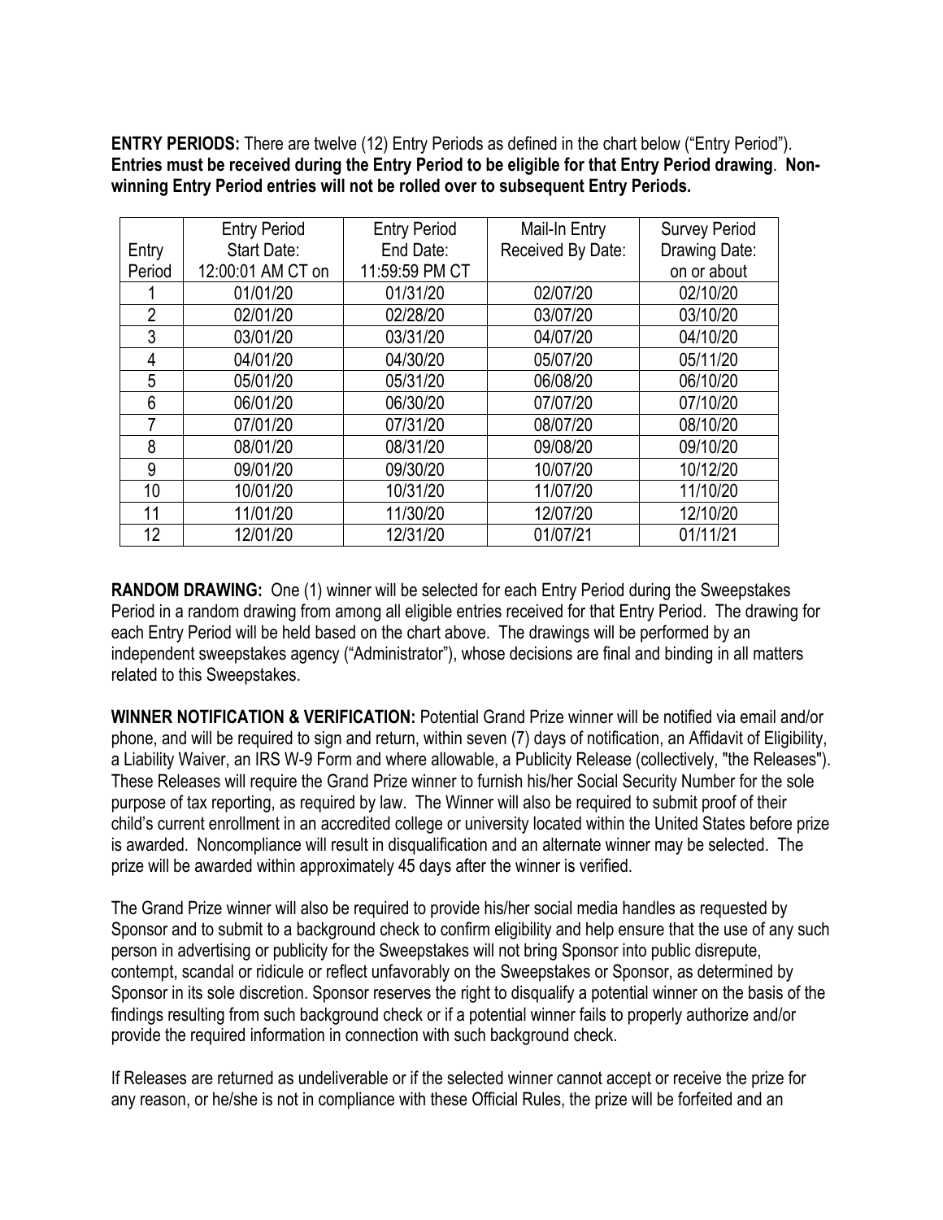**ENTRY PERIODS:** There are twelve (12) Entry Periods as defined in the chart below ("Entry Period"). **Entries must be received during the Entry Period to be eligible for that Entry Period drawing**. **Non-winning Entry Period entries will not be rolled over to subsequent Entry Periods.**

| Entry Period | Entry Period Start Date: 12:00:01 AM CT on | Entry Period End Date: 11:59:59 PM CT | Mail-In Entry Received By Date: | Survey Period Drawing Date: on or about |
|---|---|---|---|---|
| 1 | 01/01/20 | 01/31/20 | 02/07/20 | 02/10/20 |
| 2 | 02/01/20 | 02/28/20 | 03/07/20 | 03/10/20 |
| 3 | 03/01/20 | 03/31/20 | 04/07/20 | 04/10/20 |
| 4 | 04/01/20 | 04/30/20 | 05/07/20 | 05/11/20 |
| 5 | 05/01/20 | 05/31/20 | 06/08/20 | 06/10/20 |
| 6 | 06/01/20 | 06/30/20 | 07/07/20 | 07/10/20 |
| 7 | 07/01/20 | 07/31/20 | 08/07/20 | 08/10/20 |
| 8 | 08/01/20 | 08/31/20 | 09/08/20 | 09/10/20 |
| 9 | 09/01/20 | 09/30/20 | 10/07/20 | 10/12/20 |
| 10 | 10/01/20 | 10/31/20 | 11/07/20 | 11/10/20 |
| 11 | 11/01/20 | 11/30/20 | 12/07/20 | 12/10/20 |
| 12 | 12/01/20 | 12/31/20 | 01/07/21 | 01/11/21 |

**RANDOM DRAWING:** One (1) winner will be selected for each Entry Period during the Sweepstakes Period in a random drawing from among all eligible entries received for that Entry Period. The drawing for each Entry Period will be held based on the chart above. The drawings will be performed by an independent sweepstakes agency ("Administrator"), whose decisions are final and binding in all matters related to this Sweepstakes.

**WINNER NOTIFICATION & VERIFICATION:** Potential Grand Prize winner will be notified via email and/or phone, and will be required to sign and return, within seven (7) days of notification, an Affidavit of Eligibility, a Liability Waiver, an IRS W-9 Form and where allowable, a Publicity Release (collectively, "the Releases"). These Releases will require the Grand Prize winner to furnish his/her Social Security Number for the sole purpose of tax reporting, as required by law. The Winner will also be required to submit proof of their child's current enrollment in an accredited college or university located within the United States before prize is awarded. Noncompliance will result in disqualification and an alternate winner may be selected. The prize will be awarded within approximately 45 days after the winner is verified.

The Grand Prize winner will also be required to provide his/her social media handles as requested by Sponsor and to submit to a background check to confirm eligibility and help ensure that the use of any such person in advertising or publicity for the Sweepstakes will not bring Sponsor into public disrepute, contempt, scandal or ridicule or reflect unfavorably on the Sweepstakes or Sponsor, as determined by Sponsor in its sole discretion. Sponsor reserves the right to disqualify a potential winner on the basis of the findings resulting from such background check or if a potential winner fails to properly authorize and/or provide the required information in connection with such background check.

If Releases are returned as undeliverable or if the selected winner cannot accept or receive the prize for any reason, or he/she is not in compliance with these Official Rules, the prize will be forfeited and an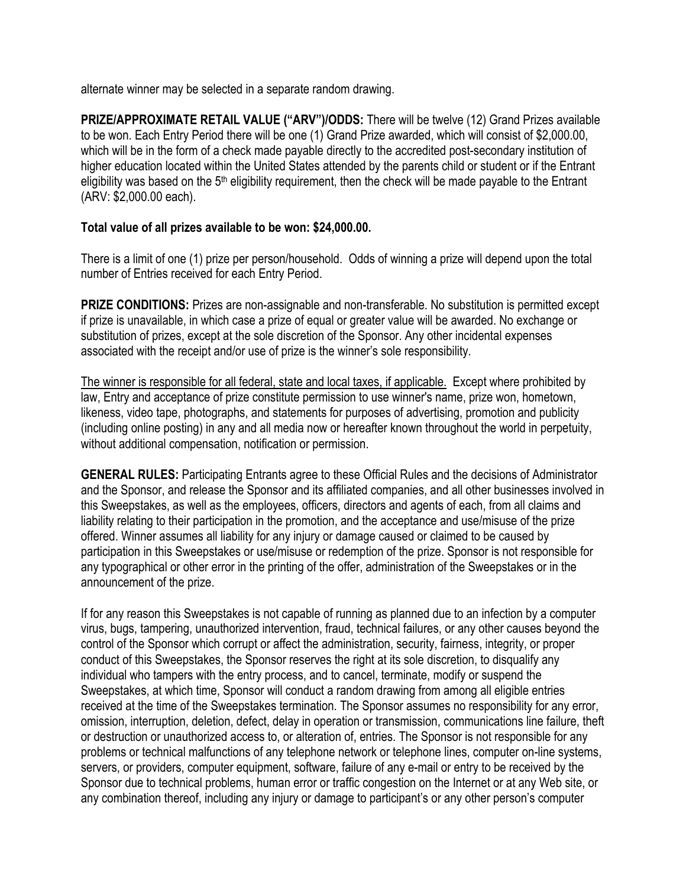alternate winner may be selected in a separate random drawing.

**PRIZE/APPROXIMATE RETAIL VALUE ("ARV")/ODDS:** There will be twelve (12) Grand Prizes available to be won. Each Entry Period there will be one (1) Grand Prize awarded, which will consist of $2,000.00, which will be in the form of a check made payable directly to the accredited post-secondary institution of higher education located within the United States attended by the parents child or student or if the Entrant eligibility was based on the 5th eligibility requirement, then the check will be made payable to the Entrant (ARV: $2,000.00 each).

**Total value of all prizes available to be won: $24,000.00.**

There is a limit of one (1) prize per person/household. Odds of winning a prize will depend upon the total number of Entries received for each Entry Period.

**PRIZE CONDITIONS:** Prizes are non-assignable and non-transferable. No substitution is permitted except if prize is unavailable, in which case a prize of equal or greater value will be awarded. No exchange or substitution of prizes, except at the sole discretion of the Sponsor. Any other incidental expenses associated with the receipt and/or use of prize is the winner's sole responsibility.

The winner is responsible for all federal, state and local taxes, if applicable. Except where prohibited by law, Entry and acceptance of prize constitute permission to use winner's name, prize won, hometown, likeness, video tape, photographs, and statements for purposes of advertising, promotion and publicity (including online posting) in any and all media now or hereafter known throughout the world in perpetuity, without additional compensation, notification or permission.

**GENERAL RULES:** Participating Entrants agree to these Official Rules and the decisions of Administrator and the Sponsor, and release the Sponsor and its affiliated companies, and all other businesses involved in this Sweepstakes, as well as the employees, officers, directors and agents of each, from all claims and liability relating to their participation in the promotion, and the acceptance and use/misuse of the prize offered. Winner assumes all liability for any injury or damage caused or claimed to be caused by participation in this Sweepstakes or use/misuse or redemption of the prize. Sponsor is not responsible for any typographical or other error in the printing of the offer, administration of the Sweepstakes or in the announcement of the prize.

If for any reason this Sweepstakes is not capable of running as planned due to an infection by a computer virus, bugs, tampering, unauthorized intervention, fraud, technical failures, or any other causes beyond the control of the Sponsor which corrupt or affect the administration, security, fairness, integrity, or proper conduct of this Sweepstakes, the Sponsor reserves the right at its sole discretion, to disqualify any individual who tampers with the entry process, and to cancel, terminate, modify or suspend the Sweepstakes, at which time, Sponsor will conduct a random drawing from among all eligible entries received at the time of the Sweepstakes termination. The Sponsor assumes no responsibility for any error, omission, interruption, deletion, defect, delay in operation or transmission, communications line failure, theft or destruction or unauthorized access to, or alteration of, entries. The Sponsor is not responsible for any problems or technical malfunctions of any telephone network or telephone lines, computer on-line systems, servers, or providers, computer equipment, software, failure of any e-mail or entry to be received by the Sponsor due to technical problems, human error or traffic congestion on the Internet or at any Web site, or any combination thereof, including any injury or damage to participant's or any other person's computer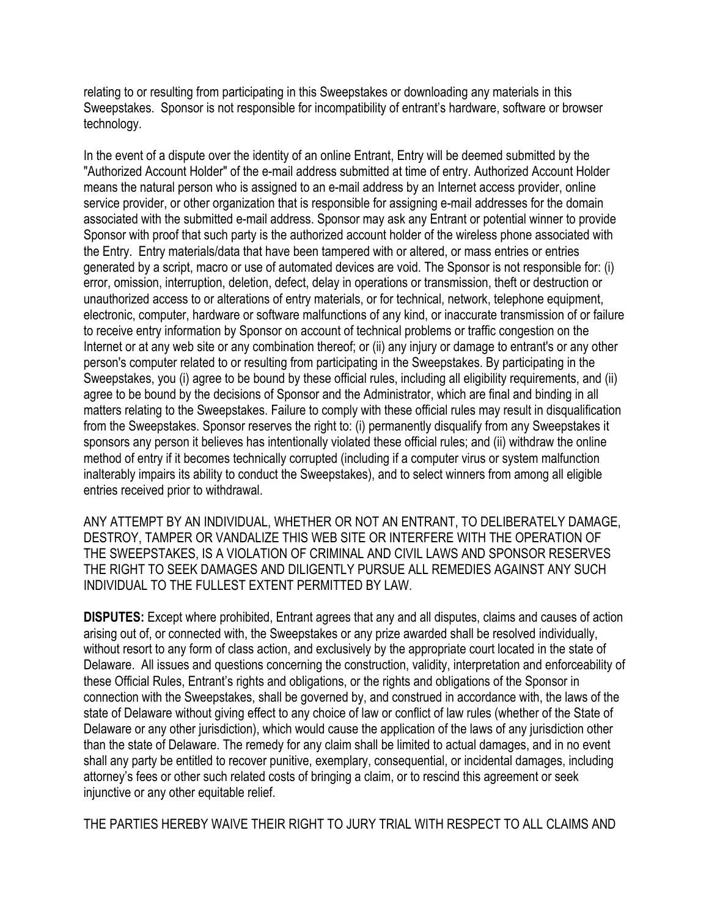relating to or resulting from participating in this Sweepstakes or downloading any materials in this Sweepstakes. Sponsor is not responsible for incompatibility of entrant's hardware, software or browser technology.

In the event of a dispute over the identity of an online Entrant, Entry will be deemed submitted by the "Authorized Account Holder" of the e-mail address submitted at time of entry. Authorized Account Holder means the natural person who is assigned to an e-mail address by an Internet access provider, online service provider, or other organization that is responsible for assigning e-mail addresses for the domain associated with the submitted e-mail address. Sponsor may ask any Entrant or potential winner to provide Sponsor with proof that such party is the authorized account holder of the wireless phone associated with the Entry. Entry materials/data that have been tampered with or altered, or mass entries or entries generated by a script, macro or use of automated devices are void. The Sponsor is not responsible for: (i) error, omission, interruption, deletion, defect, delay in operations or transmission, theft or destruction or unauthorized access to or alterations of entry materials, or for technical, network, telephone equipment, electronic, computer, hardware or software malfunctions of any kind, or inaccurate transmission of or failure to receive entry information by Sponsor on account of technical problems or traffic congestion on the Internet or at any web site or any combination thereof; or (ii) any injury or damage to entrant's or any other person's computer related to or resulting from participating in the Sweepstakes. By participating in the Sweepstakes, you (i) agree to be bound by these official rules, including all eligibility requirements, and (ii) agree to be bound by the decisions of Sponsor and the Administrator, which are final and binding in all matters relating to the Sweepstakes. Failure to comply with these official rules may result in disqualification from the Sweepstakes. Sponsor reserves the right to: (i) permanently disqualify from any Sweepstakes it sponsors any person it believes has intentionally violated these official rules; and (ii) withdraw the online method of entry if it becomes technically corrupted (including if a computer virus or system malfunction inalterably impairs its ability to conduct the Sweepstakes), and to select winners from among all eligible entries received prior to withdrawal.

ANY ATTEMPT BY AN INDIVIDUAL, WHETHER OR NOT AN ENTRANT, TO DELIBERATELY DAMAGE, DESTROY, TAMPER OR VANDALIZE THIS WEB SITE OR INTERFERE WITH THE OPERATION OF THE SWEEPSTAKES, IS A VIOLATION OF CRIMINAL AND CIVIL LAWS AND SPONSOR RESERVES THE RIGHT TO SEEK DAMAGES AND DILIGENTLY PURSUE ALL REMEDIES AGAINST ANY SUCH INDIVIDUAL TO THE FULLEST EXTENT PERMITTED BY LAW.

**DISPUTES:** Except where prohibited, Entrant agrees that any and all disputes, claims and causes of action arising out of, or connected with, the Sweepstakes or any prize awarded shall be resolved individually, without resort to any form of class action, and exclusively by the appropriate court located in the state of Delaware. All issues and questions concerning the construction, validity, interpretation and enforceability of these Official Rules, Entrant's rights and obligations, or the rights and obligations of the Sponsor in connection with the Sweepstakes, shall be governed by, and construed in accordance with, the laws of the state of Delaware without giving effect to any choice of law or conflict of law rules (whether of the State of Delaware or any other jurisdiction), which would cause the application of the laws of any jurisdiction other than the state of Delaware. The remedy for any claim shall be limited to actual damages, and in no event shall any party be entitled to recover punitive, exemplary, consequential, or incidental damages, including attorney's fees or other such related costs of bringing a claim, or to rescind this agreement or seek injunctive or any other equitable relief.

THE PARTIES HEREBY WAIVE THEIR RIGHT TO JURY TRIAL WITH RESPECT TO ALL CLAIMS AND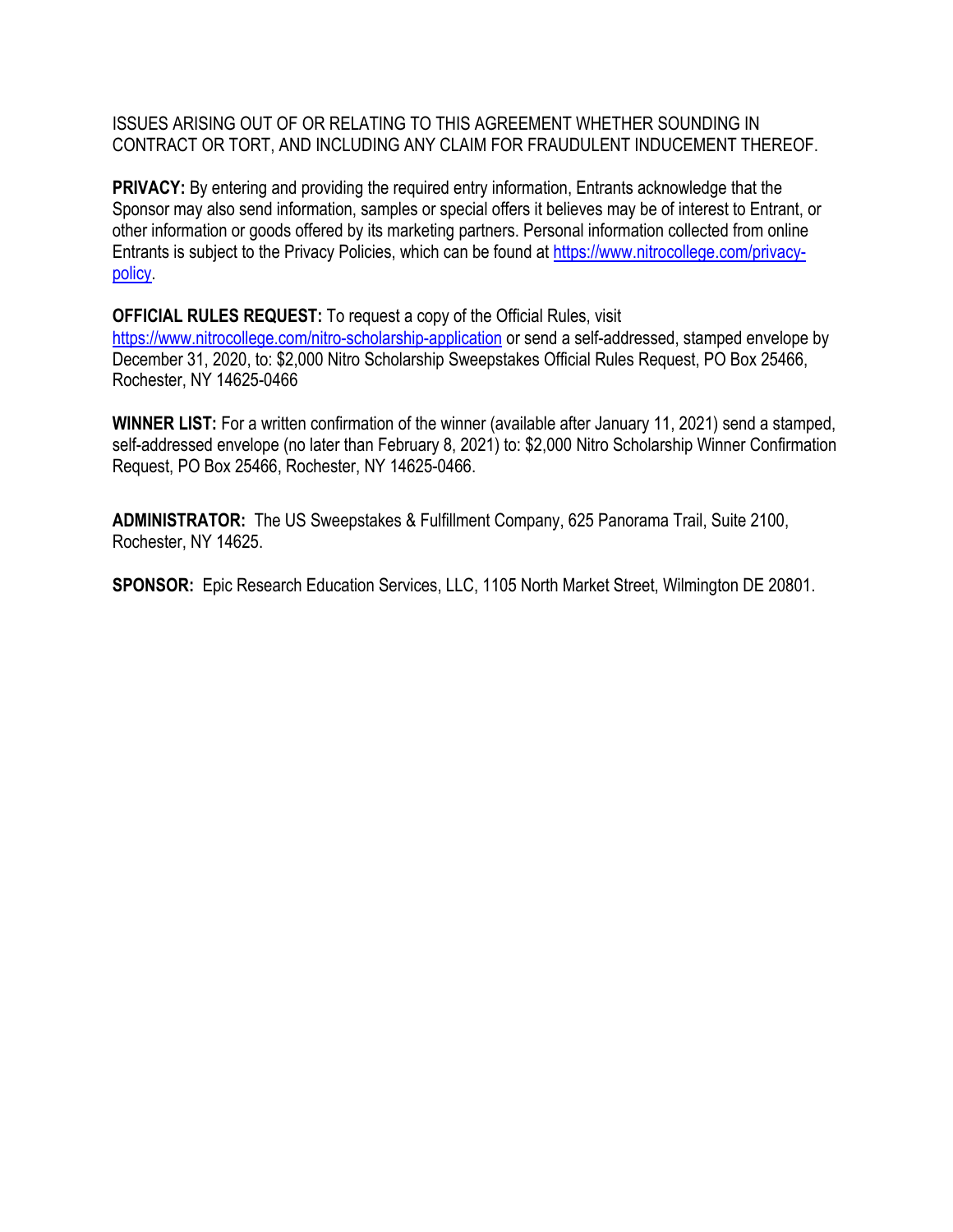ISSUES ARISING OUT OF OR RELATING TO THIS AGREEMENT WHETHER SOUNDING IN CONTRACT OR TORT, AND INCLUDING ANY CLAIM FOR FRAUDULENT INDUCEMENT THEREOF.

**PRIVACY:** By entering and providing the required entry information, Entrants acknowledge that the Sponsor may also send information, samples or special offers it believes may be of interest to Entrant, or other information or goods offered by its marketing partners. Personal information collected from online Entrants is subject to the Privacy Policies, which can be found at [https://www.nitrocollege.com/privacy-policy](https://www.nitrocollege.com/privacy-policy).

**OFFICIAL RULES REQUEST:** To request a copy of the Official Rules, visit [https://www.nitrocollege.com/nitro-scholarship-application](https://www.nitrocollege.com/nitro-scholarship-application) or send a self-addressed, stamped envelope by December 31, 2020, to: $2,000 Nitro Scholarship Sweepstakes Official Rules Request, PO Box 25466, Rochester, NY 14625-0466

**WINNER LIST:** For a written confirmation of the winner (available after January 11, 2021) send a stamped, self-addressed envelope (no later than February 8, 2021) to: $2,000 Nitro Scholarship Winner Confirmation Request, PO Box 25466, Rochester, NY 14625-0466.

**ADMINISTRATOR:** The US Sweepstakes & Fulfillment Company, 625 Panorama Trail, Suite 2100, Rochester, NY 14625.

**SPONSOR:** Epic Research Education Services, LLC, 1105 North Market Street, Wilmington DE 20801.